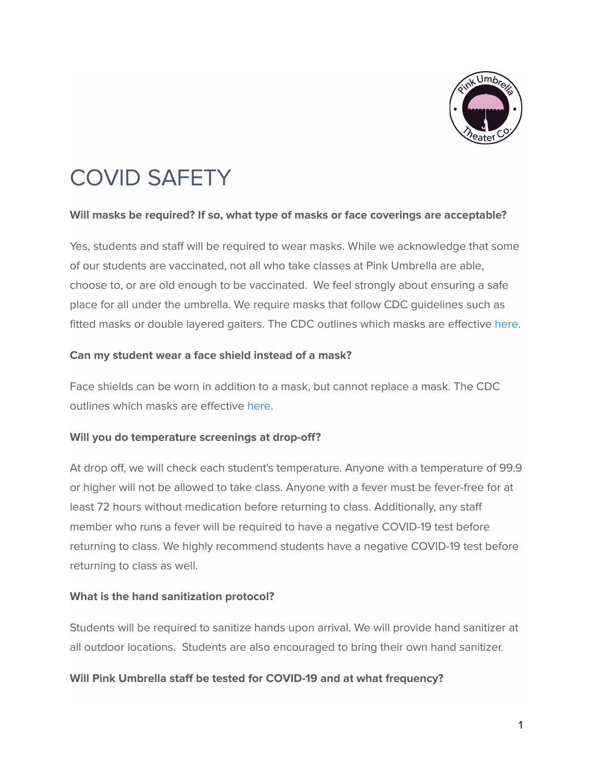# COVID SAFETY

**Will masks be required? If so, what type of masks or face coverings are acceptable?**

Yes, students and staff will be required to wear masks. While we acknowledge that some of our students are vaccinated, not all who take classes at Pink Umbrella are able, choose to, or are old enough to be vaccinated. We feel strongly about ensuring a safe place for all under the umbrella. We require masks that follow CDC guidelines such as fitted masks or double layered gaiters. The CDC outlines which masks are effective here.

**Can my student wear a face shield instead of a mask?**

Face shields can be worn in addition to a mask, but cannot replace a mask. The CDC outlines which masks are effective here.

**Will you do temperature screenings at drop-off?**

At drop off, we will check each student's temperature. Anyone with a temperature of 99.9 or higher will not be allowed to take class. Anyone with a fever must be fever-free for at least 72 hours without medication before returning to class. Additionally, any staff member who runs a fever will be required to have a negative COVID-19 test before returning to class. We highly recommend students have a negative COVID-19 test before returning to class as well.

**What is the hand sanitization protocol?**

Students will be required to sanitize hands upon arrival. We will provide hand sanitizer at all outdoor locations. Students are also encouraged to bring their own hand sanitizer.

**Will Pink Umbrella staff be tested for COVID-19 and at what frequency?**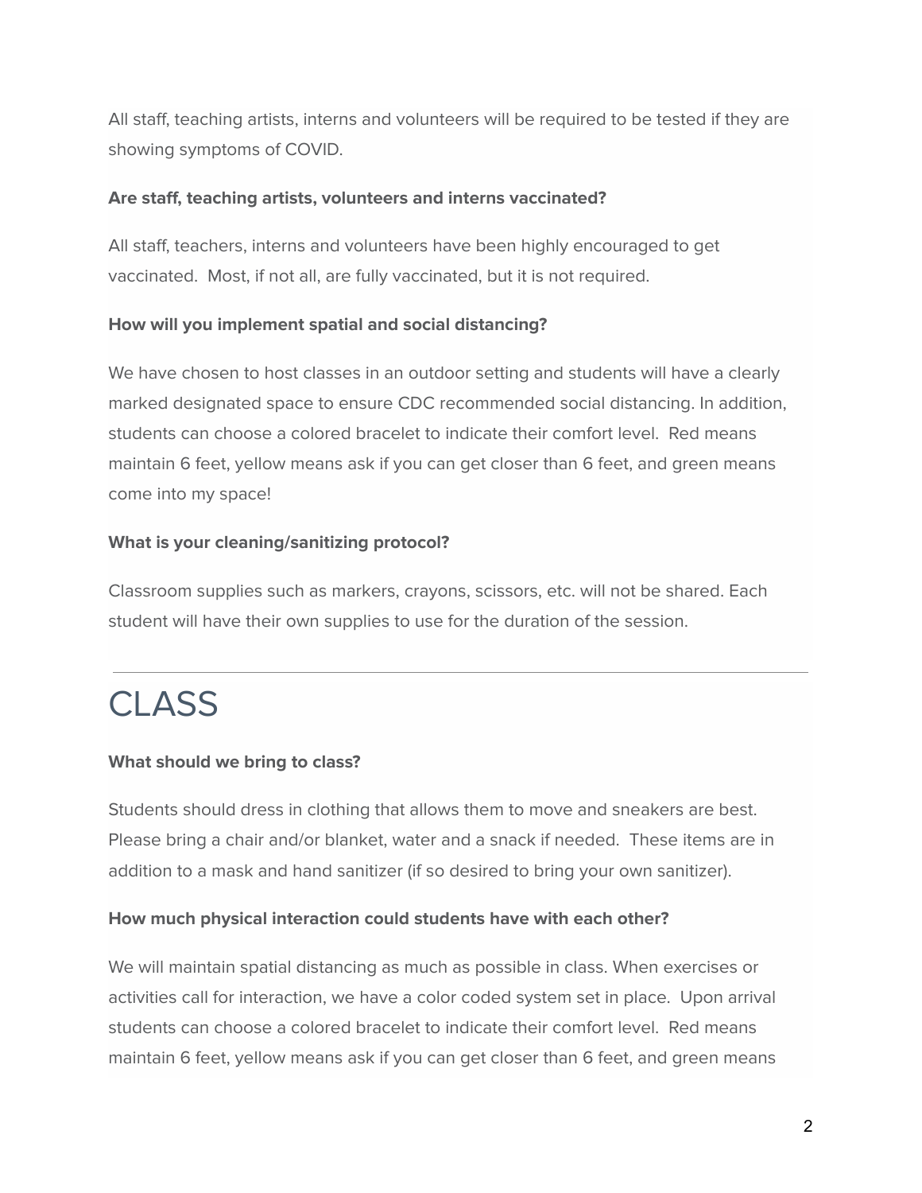All staff, teaching artists, interns and volunteers will be required to be tested if they are showing symptoms of COVID.

**Are staff, teaching artists, volunteers and interns vaccinated?**

All staff, teachers, interns and volunteers have been highly encouraged to get vaccinated. Most, if not all, are fully vaccinated, but it is not required.

**How will you implement spatial and social distancing?**

We have chosen to host classes in an outdoor setting and students will have a clearly marked designated space to ensure CDC recommended social distancing. In addition, students can choose a colored bracelet to indicate their comfort level. Red means maintain 6 feet, yellow means ask if you can get closer than 6 feet, and green means come into my space!

**What is your cleaning/sanitizing protocol?**

Classroom supplies such as markers, crayons, scissors, etc. will not be shared. Each student will have their own supplies to use for the duration of the session.

---

# CLASS

**What should we bring to class?**

Students should dress in clothing that allows them to move and sneakers are best. Please bring a chair and/or blanket, water and a snack if needed. These items are in addition to a mask and hand sanitizer (if so desired to bring your own sanitizer).

**How much physical interaction could students have with each other?**

We will maintain spatial distancing as much as possible in class. When exercises or activities call for interaction, we have a color coded system set in place. Upon arrival students can choose a colored bracelet to indicate their comfort level. Red means maintain 6 feet, yellow means ask if you can get closer than 6 feet, and green means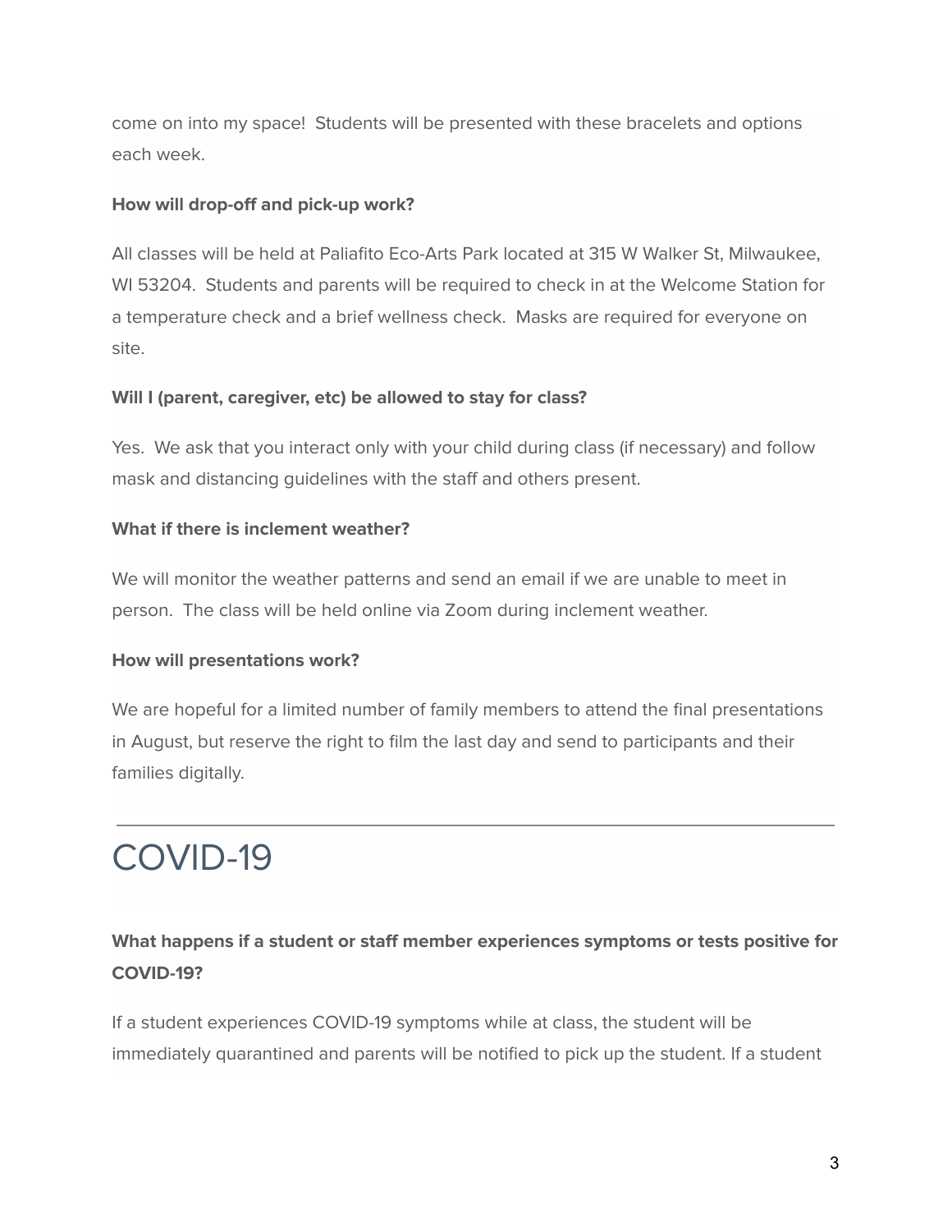come on into my space!  Students will be presented with these bracelets and options each week.

**How will drop-off and pick-up work?**

All classes will be held at Paliafito Eco-Arts Park located at 315 W Walker St, Milwaukee, WI 53204.  Students and parents will be required to check in at the Welcome Station for a temperature check and a brief wellness check.  Masks are required for everyone on site.

**Will I (parent, caregiver, etc) be allowed to stay for class?**

Yes.  We ask that you interact only with your child during class (if necessary) and follow mask and distancing guidelines with the staff and others present.

**What if there is inclement weather?**

We will monitor the weather patterns and send an email if we are unable to meet in person.  The class will be held online via Zoom during inclement weather.

**How will presentations work?**

We are hopeful for a limited number of family members to attend the final presentations in August, but reserve the right to film the last day and send to participants and their families digitally.

---

# COVID-19

**What happens if a student or staff member experiences symptoms or tests positive for COVID-19?**

If a student experiences COVID-19 symptoms while at class, the student will be immediately quarantined and parents will be notified to pick up the student. If a student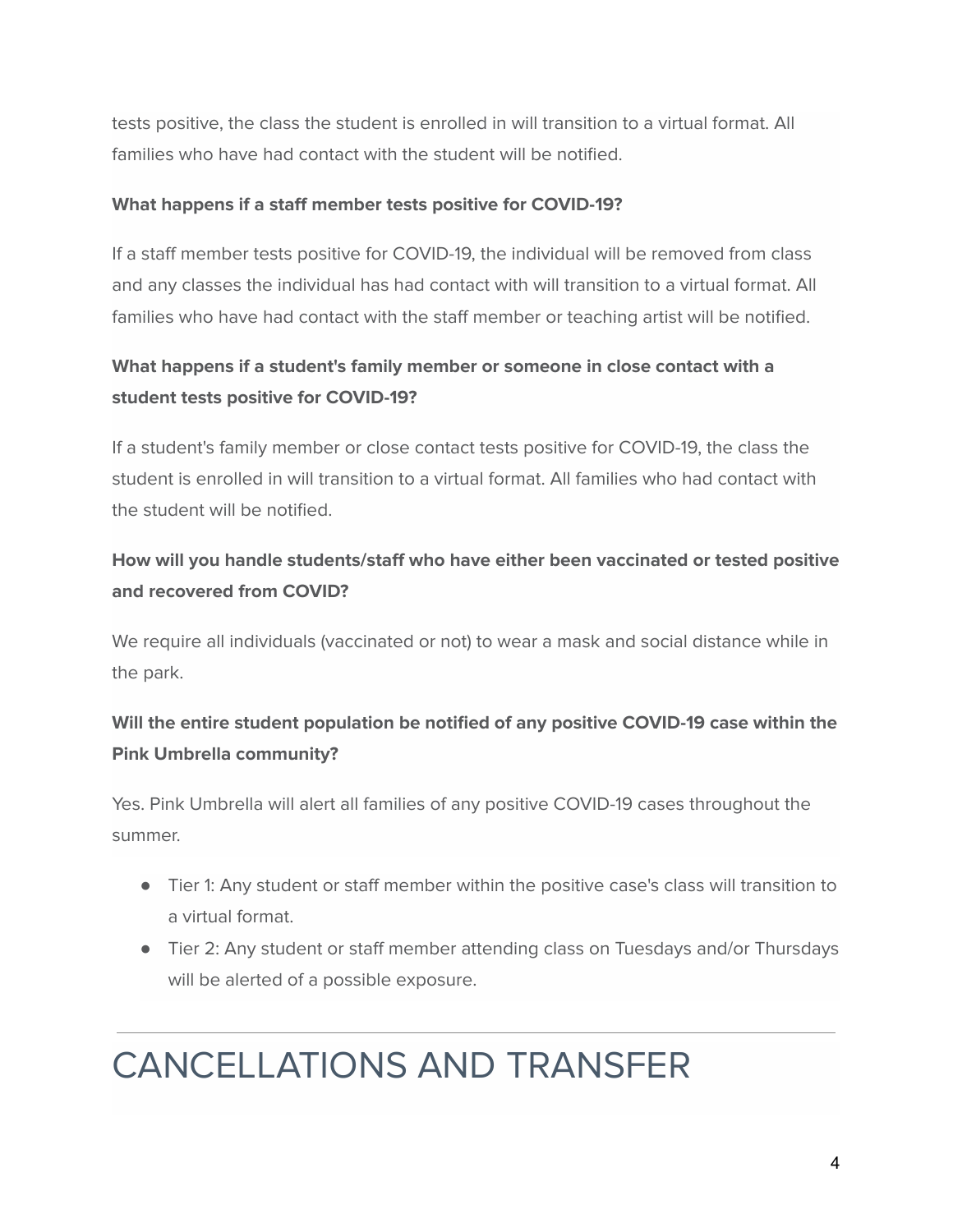tests positive, the class the student is enrolled in will transition to a virtual format. All families who have had contact with the student will be notified.

**What happens if a staff member tests positive for COVID-19?**

If a staff member tests positive for COVID-19, the individual will be removed from class and any classes the individual has had contact with will transition to a virtual format. All families who have had contact with the staff member or teaching artist will be notified.

**What happens if a student's family member or someone in close contact with a student tests positive for COVID-19?**

If a student's family member or close contact tests positive for COVID-19, the class the student is enrolled in will transition to a virtual format. All families who had contact with the student will be notified.

**How will you handle students/staff who have either been vaccinated or tested positive and recovered from COVID?**

We require all individuals (vaccinated or not) to wear a mask and social distance while in the park.

**Will the entire student population be notified of any positive COVID-19 case within the Pink Umbrella community?**

Yes. Pink Umbrella will alert all families of any positive COVID-19 cases throughout the summer.

- Tier 1: Any student or staff member within the positive case's class will transition to a virtual format.
- Tier 2: Any student or staff member attending class on Tuesdays and/or Thursdays will be alerted of a possible exposure.

# CANCELLATIONS AND TRANSFER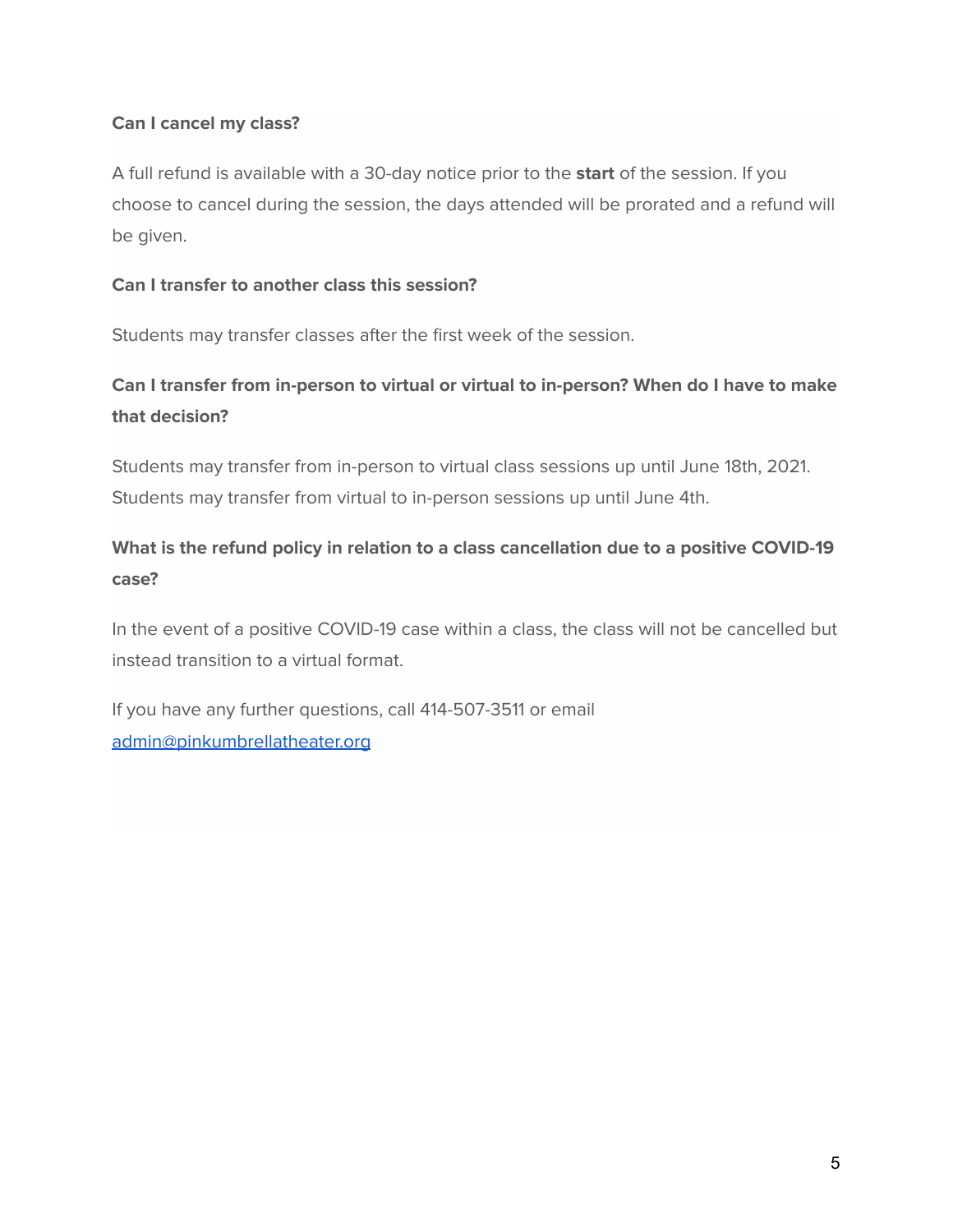**Can I cancel my class?**

A full refund is available with a 30-day notice prior to the **start** of the session. If you choose to cancel during the session, the days attended will be prorated and a refund will be given.

**Can I transfer to another class this session?**

Students may transfer classes after the first week of the session.

**Can I transfer from in-person to virtual or virtual to in-person? When do I have to make that decision?**

Students may transfer from in-person to virtual class sessions up until June 18th, 2021. Students may transfer from virtual to in-person sessions up until June 4th.

**What is the refund policy in relation to a class cancellation due to a positive COVID-19 case?**

In the event of a positive COVID-19 case within a class, the class will not be cancelled but instead transition to a virtual format.

If you have any further questions, call 414-507-3511 or email [admin@pinkumbrellatheater.org](mailto:admin@pinkumbrellatheater.org)